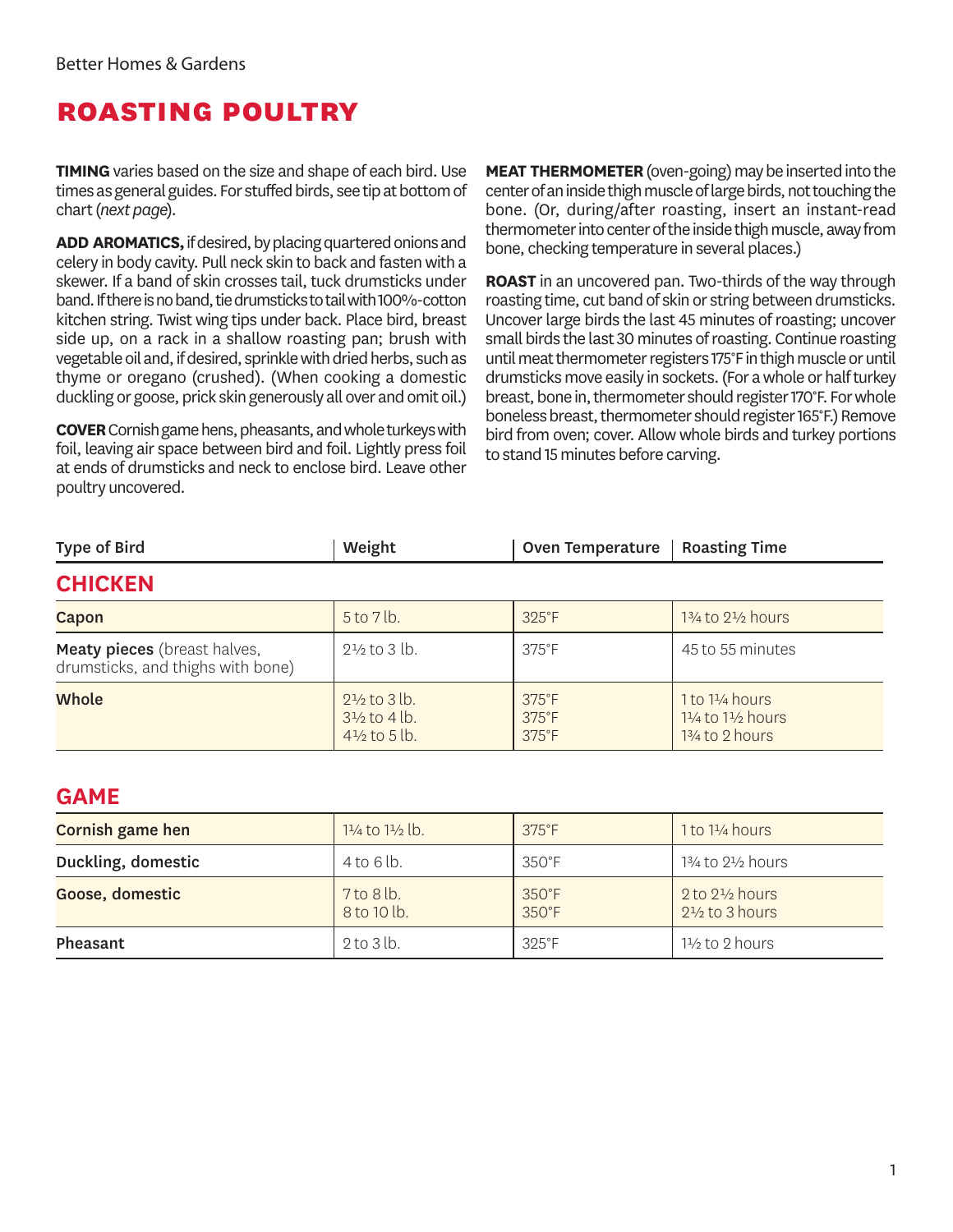Better Homes & Gardens

# ROASTING POULTRY

**TIMING** varies based on the size and shape of each bird. Use times as general guides. For stuffed birds, see tip at bottom of chart (*next page*).

**ADD AROMATICS,** if desired, by placing quartered onions and celery in body cavity. Pull neck skin to back and fasten with a skewer. If a band of skin crosses tail, tuck drumsticks under band. If there is no band, tie drumsticks to tail with 100%-cotton kitchen string. Twist wing tips under back. Place bird, breast side up, on a rack in a shallow roasting pan; brush with vegetable oil and, if desired, sprinkle with dried herbs, such as thyme or oregano (crushed). (When cooking a domestic duckling or goose, prick skin generously all over and omit oil.)

**COVER** Cornish game hens, pheasants, and whole turkeys with foil, leaving air space between bird and foil. Lightly press foil at ends of drumsticks and neck to enclose bird. Leave other poultry uncovered.

**MEAT THERMOMETER** (oven-going) may be inserted into the center of an inside thigh muscle of large birds, not touching the bone. (Or, during/after roasting, insert an instant-read thermometer into center of the inside thigh muscle, away from bone, checking temperature in several places.)

**ROAST** in an uncovered pan. Two-thirds of the way through roasting time, cut band of skin or string between drumsticks. Uncover large birds the last 45 minutes of roasting; uncover small birds the last 30 minutes of roasting. Continue roasting until meat thermometer registers 175°F in thigh muscle or until drumsticks move easily in sockets. (For a whole or half turkey breast, bone in, thermometer should register 170°F. For whole boneless breast, thermometer should register 165°F.) Remove bird from oven; cover. Allow whole birds and turkey portions to stand 15 minutes before carving.

| Type of Bird | Weight | Oven Temperature | Roasting Time |
| --- | --- | --- | --- |
| **CHICKEN** | | | |
| **Capon** | 5 to 7 lb. | 325°F | 1¾ to 2½ hours |
| **Meaty pieces** (breast halves, drumsticks, and thighs with bone) | 2½ to 3 lb. | 375°F | 45 to 55 minutes |
| **Whole** | 2½ to 3 lb.<br>3½ to 4 lb.<br>4½ to 5 lb. | 375°F<br>375°F<br>375°F | 1 to 1¼ hours<br>1¼ to 1½ hours<br>1¾ to 2 hours |
| **GAME** | | | |
| **Cornish game hen** | 1¼ to 1½ lb. | 375°F | 1 to 1¼ hours |
| **Duckling, domestic** | 4 to 6 lb. | 350°F | 1¾ to 2½ hours |
| **Goose, domestic** | 7 to 8 lb.<br>8 to 10 lb. | 350°F<br>350°F | 2 to 2½ hours<br>2½ to 3 hours |
| **Pheasant** | 2 to 3 lb. | 325°F | 1½ to 2 hours |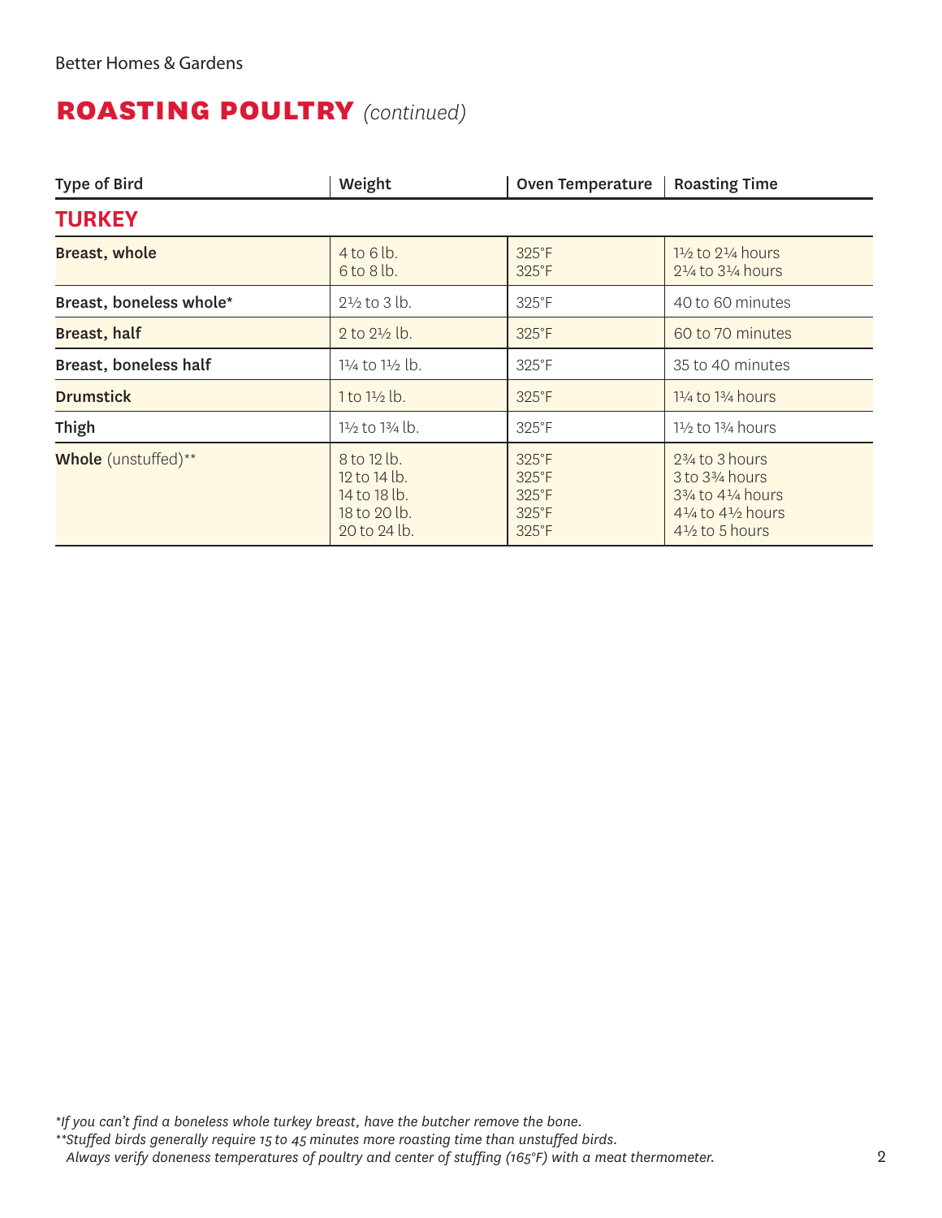# ROASTING POULTRY *(continued)*

| Type of Bird | Weight | Oven Temperature | Roasting Time |
|---|---|---|---|
| **TURKEY** | | | |
| **Breast, whole** | 4 to 6 lb.<br>6 to 8 lb. | 325°F<br>325°F | 1½ to 2¼ hours<br>2¼ to 3¼ hours |
| **Breast, boneless whole*** | 2½ to 3 lb. | 325°F | 40 to 60 minutes |
| **Breast, half** | 2 to 2½ lb. | 325°F | 60 to 70 minutes |
| **Breast, boneless half** | 1¼ to 1½ lb. | 325°F | 35 to 40 minutes |
| **Drumstick** | 1 to 1½ lb. | 325°F | 1¼ to 1¾ hours |
| **Thigh** | 1½ to 1¾ lb. | 325°F | 1½ to 1¾ hours |
| **Whole** (unstuffed)** | 8 to 12 lb.<br>12 to 14 lb.<br>14 to 18 lb.<br>18 to 20 lb.<br>20 to 24 lb. | 325°F<br>325°F<br>325°F<br>325°F<br>325°F | 2¾ to 3 hours<br>3 to 3¾ hours<br>3¾ to 4¼ hours<br>4¼ to 4½ hours<br>4½ to 5 hours |

*\*If you can't find a boneless whole turkey breast, have the butcher remove the bone.*
*\*\*Stuffed birds generally require 15 to 45 minutes more roasting time than unstuffed birds. Always verify doneness temperatures of poultry and center of stuffing (165°F) with a meat thermometer.*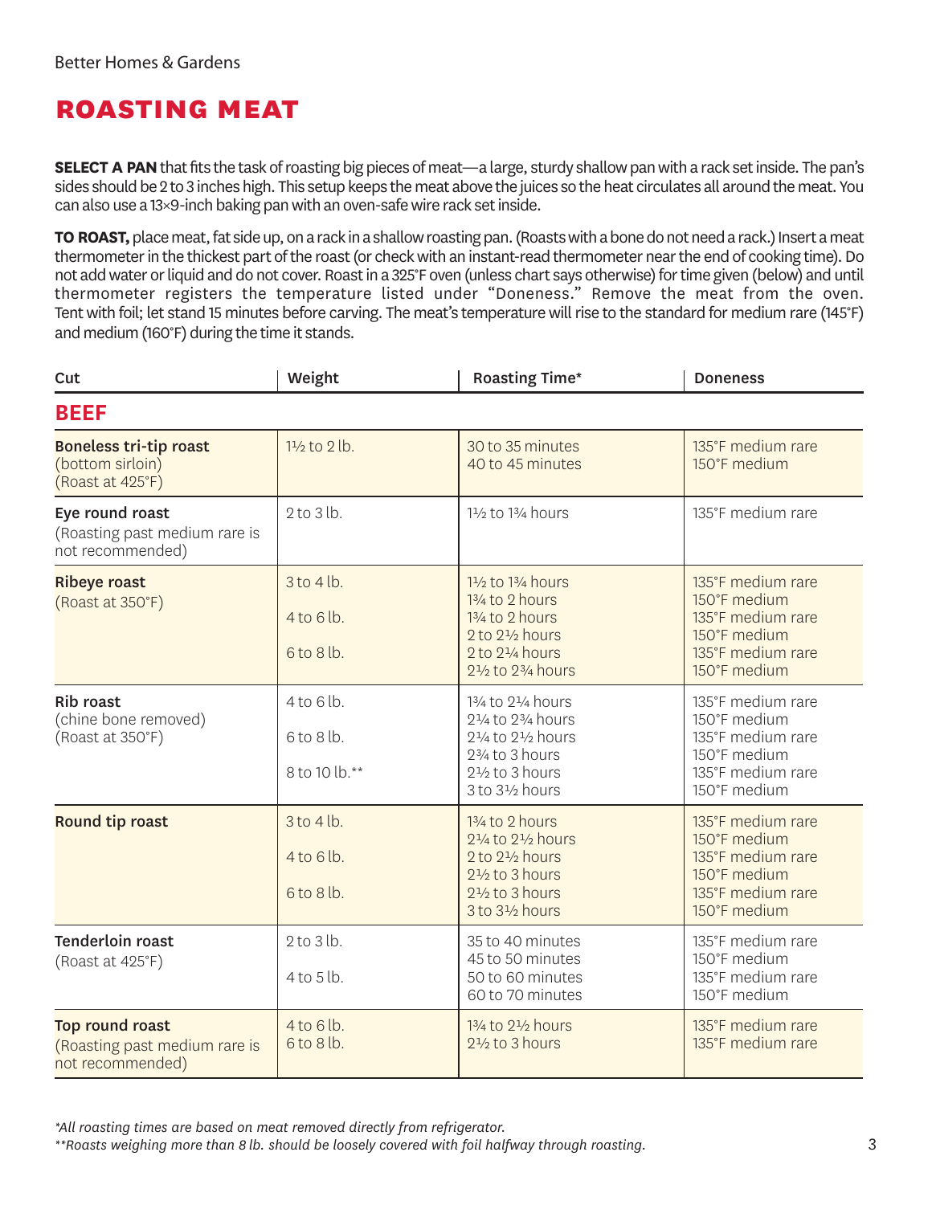# ROASTING MEAT

**SELECT A PAN** that fits the task of roasting big pieces of meat—a large, sturdy shallow pan with a rack set inside. The pan's sides should be 2 to 3 inches high. This setup keeps the meat above the juices so the heat circulates all around the meat. You can also use a 13×9-inch baking pan with an oven-safe wire rack set inside.

**TO ROAST,** place meat, fat side up, on a rack in a shallow roasting pan. (Roasts with a bone do not need a rack.) Insert a meat thermometer in the thickest part of the roast (or check with an instant-read thermometer near the end of cooking time). Do not add water or liquid and do not cover. Roast in a 325°F oven (unless chart says otherwise) for time given (below) and until thermometer registers the temperature listed under "Doneness." Remove the meat from the oven. Tent with foil; let stand 15 minutes before carving. The meat's temperature will rise to the standard for medium rare (145°F) and medium (160°F) during the time it stands.

| Cut | Weight | Roasting Time* | Doneness |
|---|---|---|---|
| **BEEF** | | | |
| **Boneless tri-tip roast** (bottom sirloin) (Roast at 425°F) | 1½ to 2 lb. | 30 to 35 minutes<br>40 to 45 minutes | 135°F medium rare<br>150°F medium |
| **Eye round roast** (Roasting past medium rare is not recommended) | 2 to 3 lb. | 1½ to 1¾ hours | 135°F medium rare |
| **Ribeye roast** (Roast at 350°F) | 3 to 4 lb. | 1½ to 1¾ hours<br>1¾ to 2 hours | 135°F medium rare<br>150°F medium |
| | 4 to 6 lb. | 1¾ to 2 hours<br>2 to 2½ hours | 135°F medium rare<br>150°F medium |
| | 6 to 8 lb. | 2 to 2¼ hours<br>2½ to 2¾ hours | 135°F medium rare<br>150°F medium |
| **Rib roast** (chine bone removed) (Roast at 350°F) | 4 to 6 lb. | 1¾ to 2¼ hours<br>2¼ to 2¾ hours | 135°F medium rare<br>150°F medium |
| | 6 to 8 lb. | 2¼ to 2½ hours<br>2¾ to 3 hours | 135°F medium rare<br>150°F medium |
| | 8 to 10 lb.** | 2½ to 3 hours<br>3 to 3½ hours | 135°F medium rare<br>150°F medium |
| **Round tip roast** | 3 to 4 lb. | 1¾ to 2 hours<br>2¼ to 2½ hours | 135°F medium rare<br>150°F medium |
| | 4 to 6 lb. | 2 to 2½ hours<br>2½ to 3 hours | 135°F medium rare<br>150°F medium |
| | 6 to 8 lb. | 2½ to 3 hours<br>3 to 3½ hours | 135°F medium rare<br>150°F medium |
| **Tenderloin roast** (Roast at 425°F) | 2 to 3 lb. | 35 to 40 minutes<br>45 to 50 minutes | 135°F medium rare<br>150°F medium |
| | 4 to 5 lb. | 50 to 60 minutes<br>60 to 70 minutes | 135°F medium rare<br>150°F medium |
| **Top round roast** (Roasting past medium rare is not recommended) | 4 to 6 lb. | 1¾ to 2½ hours | 135°F medium rare |
| | 6 to 8 lb. | 2½ to 3 hours | 135°F medium rare |

*\*All roasting times are based on meat removed directly from refrigerator.*
*\*\*Roasts weighing more than 8 lb. should be loosely covered with foil halfway through roasting.*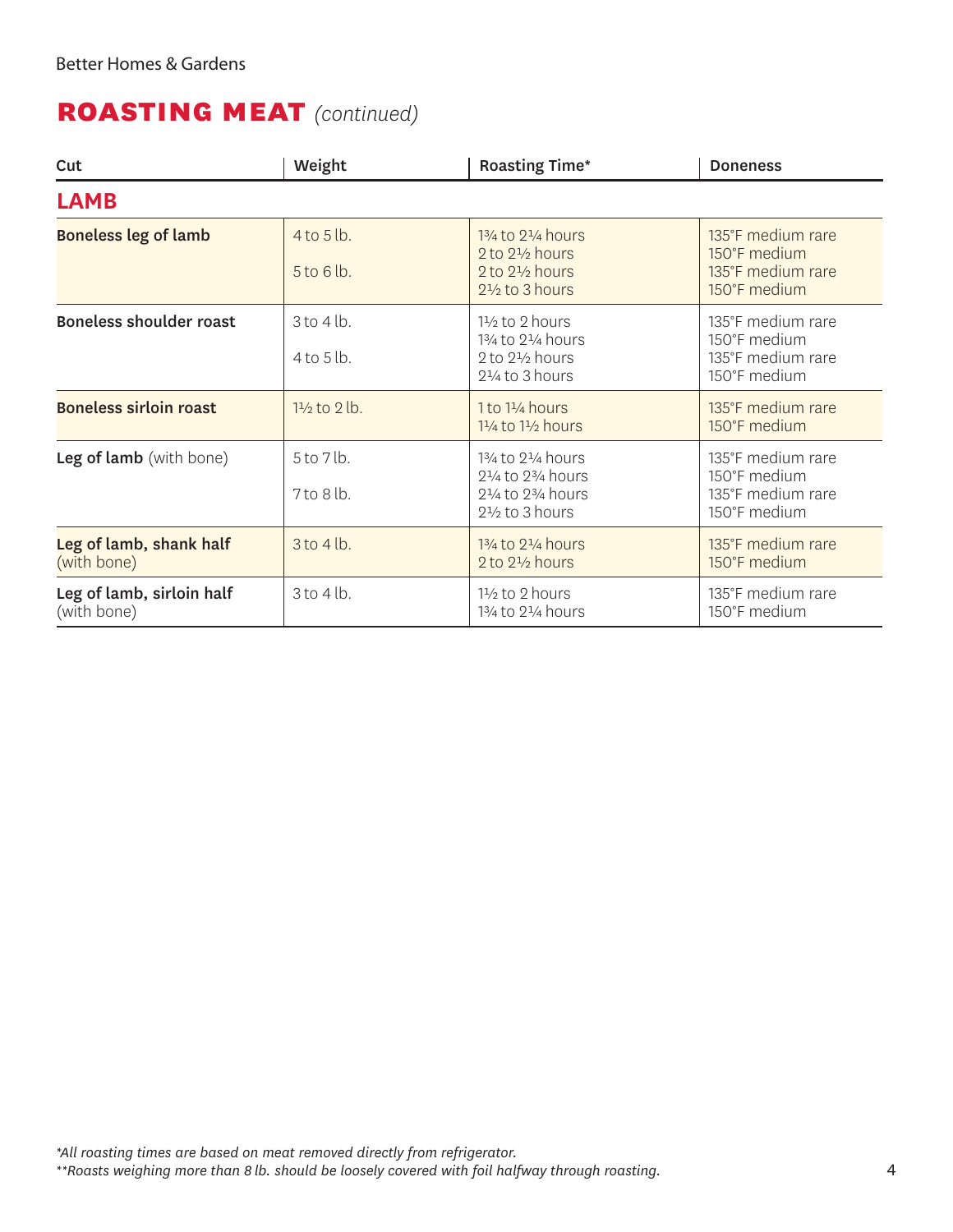## ROASTING MEAT *(continued)*

| Cut | Weight | Roasting Time* | Doneness |
|---|---|---|---|
| **LAMB** | | | |
| **Boneless leg of lamb** | 4 to 5 lb. | 1¾ to 2¼ hours<br>2 to 2½ hours | 135°F medium rare<br>150°F medium |
| | 5 to 6 lb. | 2 to 2½ hours<br>2½ to 3 hours | 135°F medium rare<br>150°F medium |
| **Boneless shoulder roast** | 3 to 4 lb. | 1½ to 2 hours<br>1¾ to 2¼ hours | 135°F medium rare<br>150°F medium |
| | 4 to 5 lb. | 2 to 2½ hours<br>2¼ to 3 hours | 135°F medium rare<br>150°F medium |
| **Boneless sirloin roast** | 1½ to 2 lb. | 1 to 1¼ hours<br>1¼ to 1½ hours | 135°F medium rare<br>150°F medium |
| **Leg of lamb** (with bone) | 5 to 7 lb. | 1¾ to 2¼ hours<br>2¼ to 2¾ hours | 135°F medium rare<br>150°F medium |
| | 7 to 8 lb. | 2¼ to 2¾ hours<br>2½ to 3 hours | 135°F medium rare<br>150°F medium |
| **Leg of lamb, shank half** (with bone) | 3 to 4 lb. | 1¾ to 2¼ hours<br>2 to 2½ hours | 135°F medium rare<br>150°F medium |
| **Leg of lamb, sirloin half** (with bone) | 3 to 4 lb. | 1½ to 2 hours<br>1¾ to 2¼ hours | 135°F medium rare<br>150°F medium |

*\*All roasting times are based on meat removed directly from refrigerator.*
*\*\*Roasts weighing more than 8 lb. should be loosely covered with foil halfway through roasting.*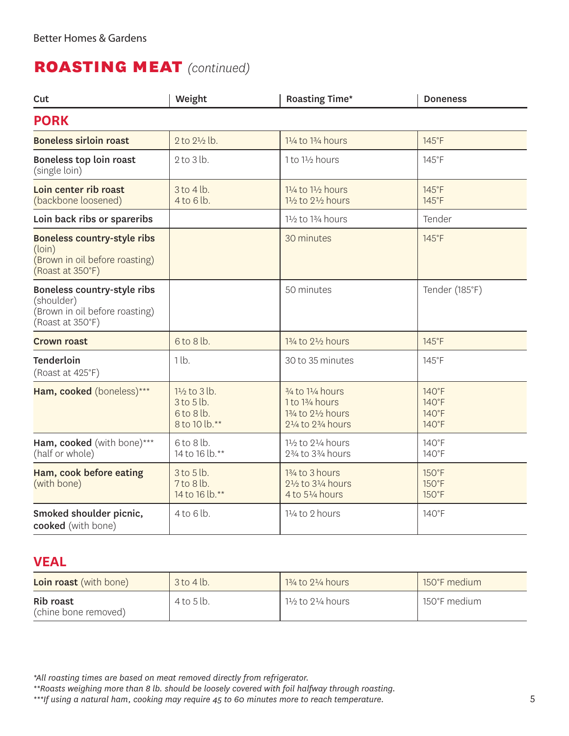## ROASTING MEAT *(continued)*

| Cut | Weight | Roasting Time* | Doneness |
|---|---|---|---|
| **PORK** | | | |
| **Boneless sirloin roast** | 2 to 2½ lb. | 1¼ to 1¾ hours | 145°F |
| **Boneless top loin roast** (single loin) | 2 to 3 lb. | 1 to 1½ hours | 145°F |
| **Loin center rib roast** (backbone loosened) | 3 to 4 lb.<br>4 to 6 lb. | 1¼ to 1½ hours<br>1½ to 2½ hours | 145°F<br>145°F |
| **Loin back ribs or spareribs** | | 1½ to 1¾ hours | Tender |
| **Boneless country-style ribs** (loin) (Brown in oil before roasting) (Roast at 350°F) | | 30 minutes | 145°F |
| **Boneless country-style ribs** (shoulder) (Brown in oil before roasting) (Roast at 350°F) | | 50 minutes | Tender (185°F) |
| **Crown roast** | 6 to 8 lb. | 1¾ to 2½ hours | 145°F |
| **Tenderloin** (Roast at 425°F) | 1 lb. | 30 to 35 minutes | 145°F |
| **Ham, cooked** (boneless)*** | 1½ to 3 lb.<br>3 to 5 lb.<br>6 to 8 lb.<br>8 to 10 lb.** | ¾ to 1¼ hours<br>1 to 1¾ hours<br>1¾ to 2½ hours<br>2¼ to 2¾ hours | 140°F<br>140°F<br>140°F<br>140°F |
| **Ham, cooked** (with bone)*** (half or whole) | 6 to 8 lb.<br>14 to 16 lb.** | 1½ to 2¼ hours<br>2¾ to 3¾ hours | 140°F<br>140°F |
| **Ham, cook before eating** (with bone) | 3 to 5 lb.<br>7 to 8 lb.<br>14 to 16 lb.** | 1¾ to 3 hours<br>2½ to 3¼ hours<br>4 to 5¼ hours | 150°F<br>150°F<br>150°F |
| **Smoked shoulder picnic, cooked** (with bone) | 4 to 6 lb. | 1¼ to 2 hours | 140°F |

## VEAL

| Cut | Weight | Roasting Time* | Doneness |
|---|---|---|---|
| **Loin roast** (with bone) | 3 to 4 lb. | 1¾ to 2¼ hours | 150°F medium |
| **Rib roast** (chine bone removed) | 4 to 5 lb. | 1½ to 2¼ hours | 150°F medium |

*\*All roasting times are based on meat removed directly from refrigerator.*
*\*\*Roasts weighing more than 8 lb. should be loosely covered with foil halfway through roasting.*
*\*\*\*If using a natural ham, cooking may require 45 to 60 minutes more to reach temperature.*